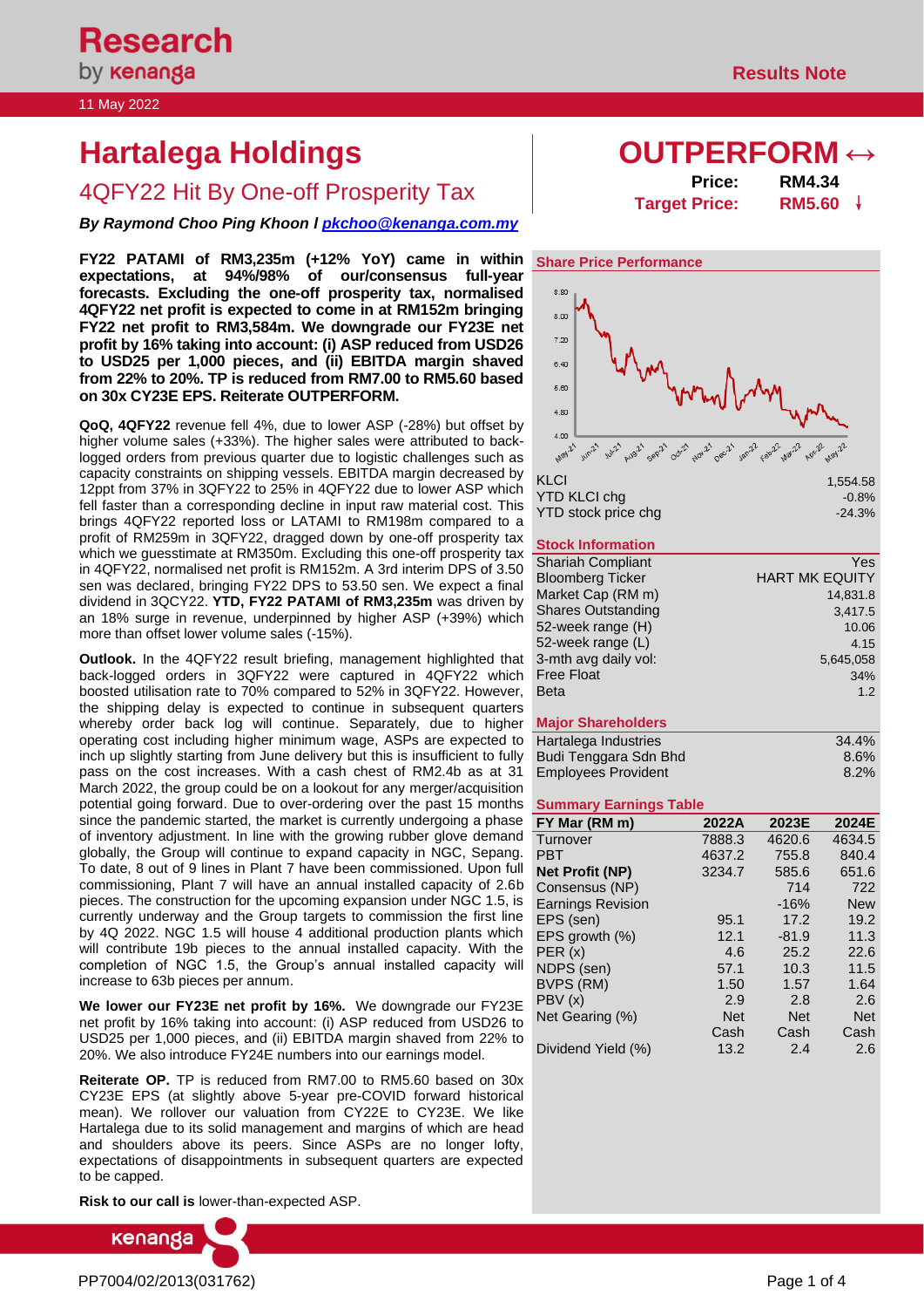Research by kenanga

11 May 2022

Results Note

# Hartalega Holdings

## 4QFY22 Hit By One-off Prosperity Tax

***By Raymond Choo Ping Khoon l pkchoo@kenanga.com.my***

# OUTPERFORM ↔

**Price:** RM4.34

**Target Price:** RM5.60 ↓

**FY22 PATAMI of RM3,235m (+12% YoY) came in within expectations, at 94%/98% of our/consensus full-year forecasts. Excluding the one-off prosperity tax, normalised 4QFY22 net profit is expected to come in at RM152m bringing FY22 net profit to RM3,584m. We downgrade our FY23E net profit by 16% taking into account: (i) ASP reduced from USD26 to USD25 per 1,000 pieces, and (ii) EBITDA margin shaved from 22% to 20%. TP is reduced from RM7.00 to RM5.60 based on 30x CY23E EPS. Reiterate OUTPERFORM.**

**QoQ, 4QFY22** revenue fell 4%, due to lower ASP (-28%) but offset by higher volume sales (+33%). The higher sales were attributed to back-logged orders from previous quarter due to logistic challenges such as capacity constraints on shipping vessels. EBITDA margin decreased by 12ppt from 37% in 3QFY22 to 25% in 4QFY22 due to lower ASP which fell faster than a corresponding decline in input raw material cost. This brings 4QFY22 reported loss or LATAMI to RM198m compared to a profit of RM259m in 3QFY22, dragged down by one-off prosperity tax which we guesstimate at RM350m. Excluding this one-off prosperity tax in 4QFY22, normalised net profit is RM152m. A 3rd interim DPS of 3.50 sen was declared, bringing FY22 DPS to 53.50 sen. We expect a final dividend in 3QCY22. **YTD, FY22 PATAMI of RM3,235m** was driven by an 18% surge in revenue, underpinned by higher ASP (+39%) which more than offset lower volume sales (-15%).

**Outlook.** In the 4QFY22 result briefing, management highlighted that back-logged orders in 3QFY22 were captured in 4QFY22 which boosted utilisation rate to 70% compared to 52% in 3QFY22. However, the shipping delay is expected to continue in subsequent quarters whereby order back log will continue. Separately, due to higher operating cost including higher minimum wage, ASPs are expected to inch up slightly starting from June delivery but this is insufficient to fully pass on the cost increases. With a cash chest of RM2.4b as at 31 March 2022, the group could be on a lookout for any merger/acquisition potential going forward. Due to over-ordering over the past 15 months since the pandemic started, the market is currently undergoing a phase of inventory adjustment. In line with the growing rubber glove demand globally, the Group will continue to expand capacity in NGC, Sepang. To date, 8 out of 9 lines in Plant 7 have been commissioned. Upon full commissioning, Plant 7 will have an annual installed capacity of 2.6b pieces. The construction for the upcoming expansion under NGC 1.5, is currently underway and the Group targets to commission the first line by 4Q 2022. NGC 1.5 will house 4 additional production plants which will contribute 19b pieces to the annual installed capacity. With the completion of NGC 1.5, the Group's annual installed capacity will increase to 63b pieces per annum.

**We lower our FY23E net profit by 16%.** We downgrade our FY23E net profit by 16% taking into account: (i) ASP reduced from USD26 to USD25 per 1,000 pieces, and (ii) EBITDA margin shaved from 22% to 20%. We also introduce FY24E numbers into our earnings model.

**Reiterate OP.** TP is reduced from RM7.00 to RM5.60 based on 30x CY23E EPS (at slightly above 5-year pre-COVID forward historical mean). We rollover our valuation from CY22E to CY23E. We like Hartalega due to its solid management and margins of which are head and shoulders above its peers. Since ASPs are no longer lofty, expectations of disappointments in subsequent quarters are expected to be capped.

**Risk to our call is** lower-than-expected ASP.

### Share Price Performance

| | |
|---|---|
| KLCI | 1,554.58 |
| YTD KLCI chg | -0.8% |
| YTD stock price chg | -24.3% |

### Stock Information

| | |
|---|---|
| Shariah Compliant | Yes |
| Bloomberg Ticker | HART MK EQUITY |
| Market Cap (RM m) | 14,831.8 |
| Shares Outstanding | 3,417.5 |
| 52-week range (H) | 10.06 |
| 52-week range (L) | 4.15 |
| 3-mth avg daily vol: | 5,645,058 |
| Free Float | 34% |
| Beta | 1.2 |

### Major Shareholders

| | |
|---|---|
| Hartalega Industries | 34.4% |
| Budi Tenggara Sdn Bhd | 8.6% |
| Employees Provident | 8.2% |

### Summary Earnings Table

| FY Mar (RM m) | 2022A | 2023E | 2024E |
|---|---|---|---|
| Turnover | 7888.3 | 4620.6 | 4634.5 |
| PBT | 4637.2 | 755.8 | 840.4 |
| **Net Profit (NP)** | 3234.7 | 585.6 | 651.6 |
| Consensus (NP) | | 714 | 722 |
| Earnings Revision | | -16% | New |
| EPS (sen) | 95.1 | 17.2 | 19.2 |
| EPS growth (%) | 12.1 | -81.9 | 11.3 |
| PER (x) | 4.6 | 25.2 | 22.6 |
| NDPS (sen) | 57.1 | 10.3 | 11.5 |
| BVPS (RM) | 1.50 | 1.57 | 1.64 |
| PBV (x) | 2.9 | 2.8 | 2.6 |
| Net Gearing (%) | Net Cash | Net Cash | Net Cash |
| Dividend Yield (%) | 13.2 | 2.4 | 2.6 |

PP7004/02/2013(031762)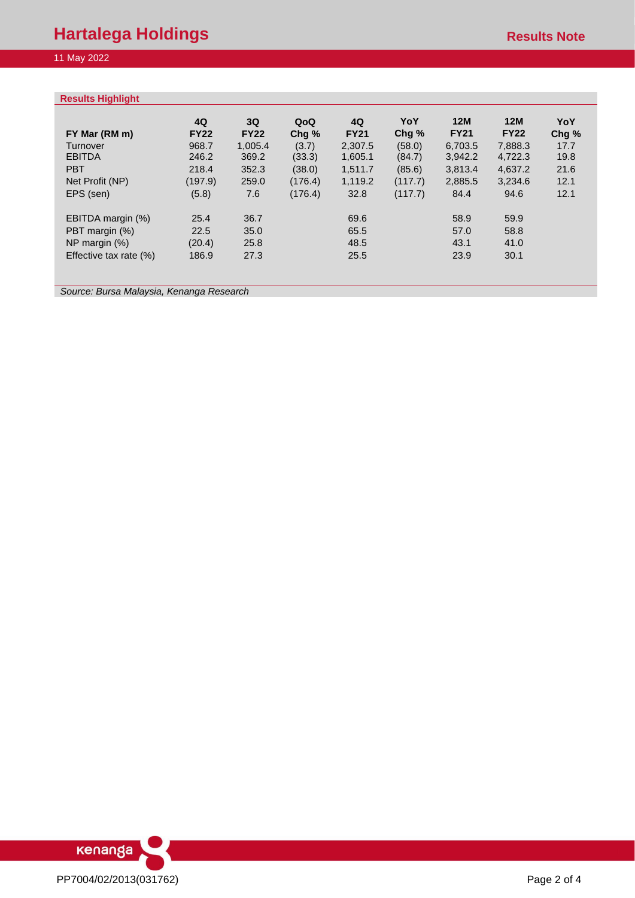## Results Highlight

| FY Mar (RM m) | 4Q FY22 | 3Q FY22 | QoQ Chg % | 4Q FY21 | YoY Chg % | 12M FY21 | 12M FY22 | YoY Chg % |
|---|---|---|---|---|---|---|---|---|
| Turnover | 968.7 | 1,005.4 | (3.7) | 2,307.5 | (58.0) | 6,703.5 | 7,888.3 | 17.7 |
| EBITDA | 246.2 | 369.2 | (33.3) | 1,605.1 | (84.7) | 3,942.2 | 4,722.3 | 19.8 |
| PBT | 218.4 | 352.3 | (38.0) | 1,511.7 | (85.6) | 3,813.4 | 4,637.2 | 21.6 |
| Net Profit (NP) | (197.9) | 259.0 | (176.4) | 1,119.2 | (117.7) | 2,885.5 | 3,234.6 | 12.1 |
| EPS (sen) | (5.8) | 7.6 | (176.4) | 32.8 | (117.7) | 84.4 | 94.6 | 12.1 |
| | | | | | | | | |
| EBITDA margin (%) | 25.4 | 36.7 | | 69.6 | | 58.9 | 59.9 | |
| PBT margin (%) | 22.5 | 35.0 | | 65.5 | | 57.0 | 58.8 | |
| NP margin (%) | (20.4) | 25.8 | | 48.5 | | 43.1 | 41.0 | |
| Effective tax rate (%) | 186.9 | 27.3 | | 25.5 | | 23.9 | 30.1 | |

*Source: Bursa Malaysia, Kenanga Research*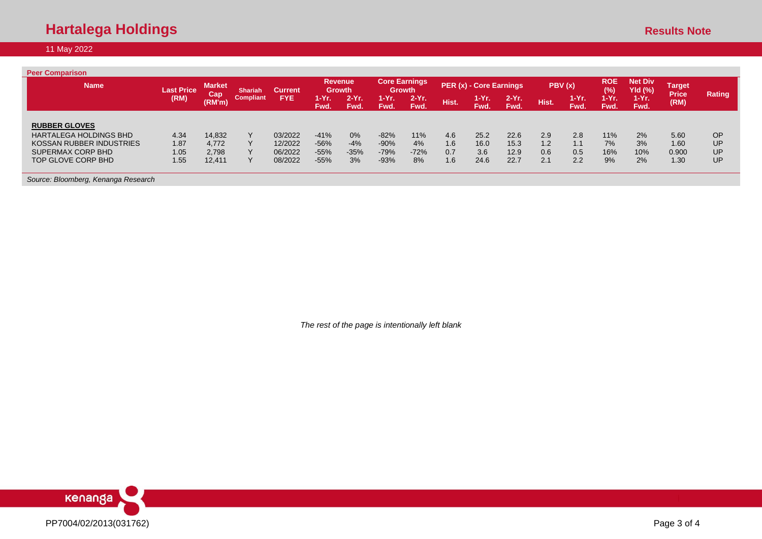**Peer Comparison**

| Name | Last Price (RM) | Market Cap (RM'm) | Shariah Compliant | Current FYE | Revenue Growth | | Core Earnings Growth | | PER (x) - Core Earnings | | | PBV (x) | | ROE (%) | Net Div Yld (%) | Target Price (RM) | Rating |
|---|---|---|---|---|---|---|---|---|---|---|---|---|---|---|---|---|---|
| | | | | | 1-Yr. Fwd. | 2-Yr. Fwd. | 1-Yr. Fwd. | 2-Yr. Fwd. | Hist. | 1-Yr. Fwd. | 2-Yr. Fwd. | Hist. | 1-Yr. Fwd. | 1-Yr. Fwd. | 1-Yr. Fwd. | | |
| **RUBBER GLOVES** | | | | | | | | | | | | | | | | | |
| HARTALEGA HOLDINGS BHD | 4.34 | 14,832 | Y | 03/2022 | -41% | 0% | -82% | 11% | 4.6 | 25.2 | 22.6 | 2.9 | 2.8 | 11% | 2% | 5.60 | OP |
| KOSSAN RUBBER INDUSTRIES | 1.87 | 4,772 | Y | 12/2022 | -56% | -4% | -90% | 4% | 1.6 | 16.0 | 15.3 | 1.2 | 1.1 | 7% | 3% | 1.60 | UP |
| SUPERMAX CORP BHD | 1.05 | 2,798 | Y | 06/2022 | -55% | -35% | -79% | -72% | 0.7 | 3.6 | 12.9 | 0.6 | 0.5 | 16% | 10% | 0.900 | UP |
| TOP GLOVE CORP BHD | 1.55 | 12,411 | Y | 08/2022 | -55% | 3% | -93% | 8% | 1.6 | 24.6 | 22.7 | 2.1 | 2.2 | 9% | 2% | 1.30 | UP |

*Source: Bloomberg, Kenanga Research*

*The rest of the page is intentionally left blank*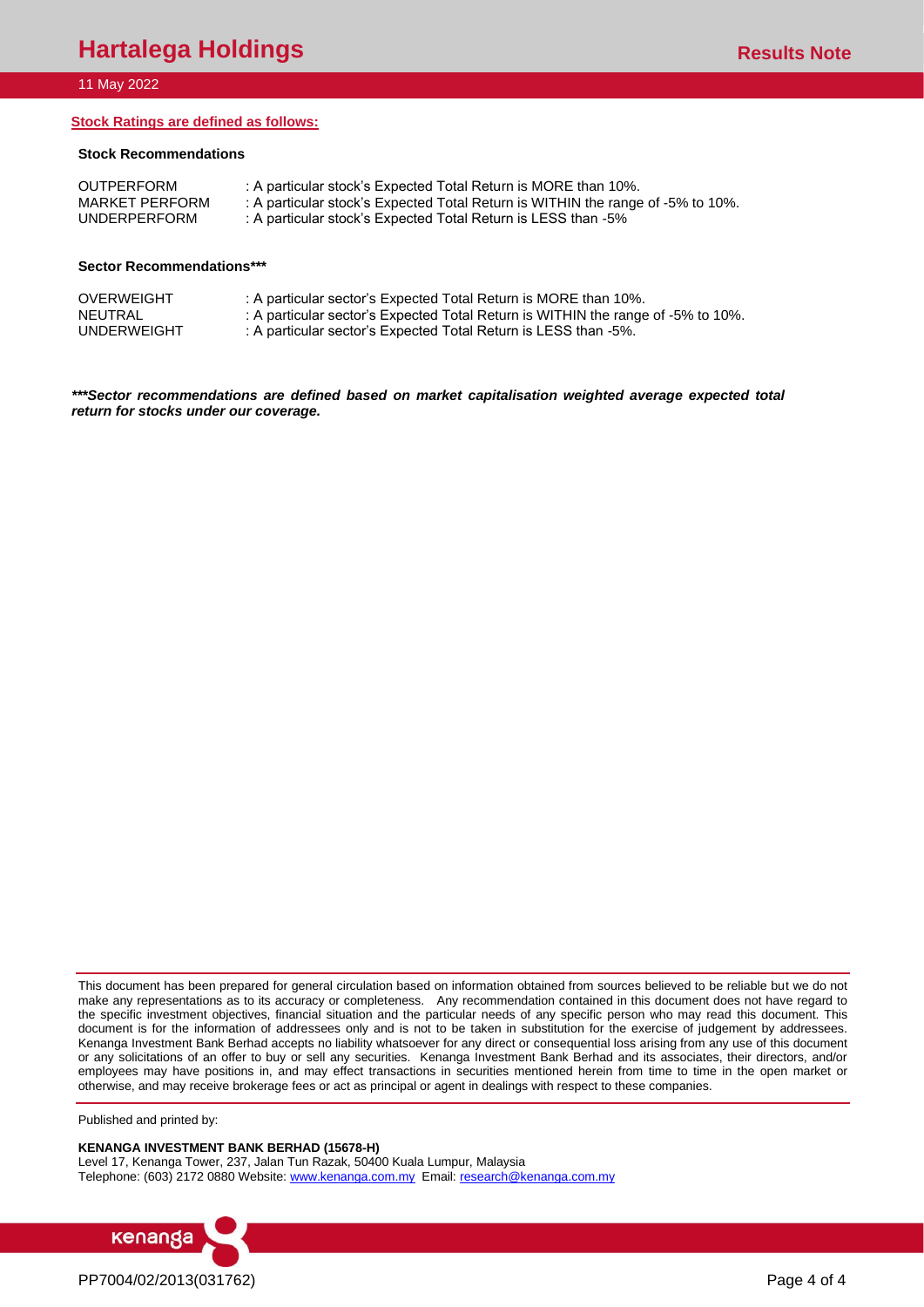**Stock Ratings are defined as follows:**

**Stock Recommendations**

| | |
|---|---|
| OUTPERFORM | : A particular stock's Expected Total Return is MORE than 10%. |
| MARKET PERFORM | : A particular stock's Expected Total Return is WITHIN the range of -5% to 10%. |
| UNDERPERFORM | : A particular stock's Expected Total Return is LESS than -5% |

**Sector Recommendations*****

| | |
|---|---|
| OVERWEIGHT | : A particular sector's Expected Total Return is MORE than 10%. |
| NEUTRAL | : A particular sector's Expected Total Return is WITHIN the range of -5% to 10%. |
| UNDERWEIGHT | : A particular sector's Expected Total Return is LESS than -5%. |

***\*\*\*Sector recommendations are defined based on market capitalisation weighted average expected total return for stocks under our coverage.***

This document has been prepared for general circulation based on information obtained from sources believed to be reliable but we do not make any representations as to its accuracy or completeness. Any recommendation contained in this document does not have regard to the specific investment objectives, financial situation and the particular needs of any specific person who may read this document. This document is for the information of addressees only and is not to be taken in substitution for the exercise of judgement by addressees. Kenanga Investment Bank Berhad accepts no liability whatsoever for any direct or consequential loss arising from any use of this document or any solicitations of an offer to buy or sell any securities. Kenanga Investment Bank Berhad and its associates, their directors, and/or employees may have positions in, and may effect transactions in securities mentioned herein from time to time in the open market or otherwise, and may receive brokerage fees or act as principal or agent in dealings with respect to these companies.

Published and printed by:

**KENANGA INVESTMENT BANK BERHAD (15678-H)**
Level 17, Kenanga Tower, 237, Jalan Tun Razak, 50400 Kuala Lumpur, Malaysia
Telephone: (603) 2172 0880 Website: www.kenanga.com.my Email: research@kenanga.com.my

PP7004/02/2013(031762)